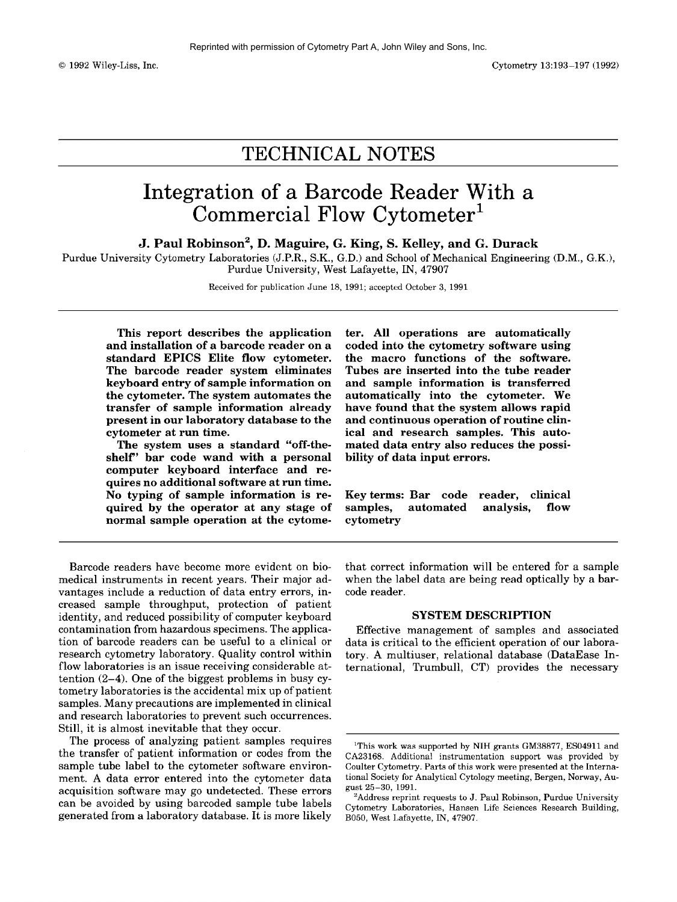Reprinted with permission of Cytometry Part A, John Wiley and Sons, Inc.

© 1992 Wiley-Liss, Inc.

## TECHNICAL NOTES

# Integration of a Barcode Reader With a Commercial Flow Cytometer[1]

**J. Paul Robinson[2], D. Maguire, G. King, S. Kelley, and G. Durack**

Purdue University Cytometry Laboratories (J.P.R., S.K., G.D.) and School of Mechanical Engineering (D.M., G.K.), Purdue University, West Lafayette, IN, 47907

Received for publication June 18, 1991; accepted October 3, 1991

**This report describes the application and installation of a barcode reader on a standard EPICS Elite flow cytometer. The barcode reader system eliminates keyboard entry of sample information on the cytometer. The system automates the transfer of sample information already present in our laboratory database to the cytometer at run time.**

**The system uses a standard "off-the-shelf" bar code wand with a personal computer keyboard interface and requires no additional software at run time. No typing of sample information is required by the operator at any stage of normal sample operation at the cytometer. All operations are automatically coded into the cytometry software using the macro functions of the software. Tubes are inserted into the tube reader and sample information is transferred automatically into the cytometer. We have found that the system allows rapid and continuous operation of routine clinical and research samples. This automated data entry also reduces the possibility of data input errors.**

**Key terms: Bar code reader, clinical samples, automated analysis, flow cytometry**

Barcode readers have become more evident on biomedical instruments in recent years. Their major advantages include a reduction of data entry errors, increased sample throughput, protection of patient identity, and reduced possibility of computer keyboard contamination from hazardous specimens. The application of barcode readers can be useful to a clinical or research cytometry laboratory. Quality control within flow laboratories is an issue receiving considerable attention (2–4). One of the biggest problems in busy cytometry laboratories is the accidental mix up of patient samples. Many precautions are implemented in clinical and research laboratories to prevent such occurrences. Still, it is almost inevitable that they occur.

The process of analyzing patient samples requires the transfer of patient information or codes from the sample tube label to the cytometer software environment. A data error entered into the cytometer data acquisition software may go undetected. These errors can be avoided by using barcoded sample tube labels generated from a laboratory database. It is more likely that correct information will be entered for a sample when the label data are being read optically by a barcode reader.

### SYSTEM DESCRIPTION

Effective management of samples and associated data is critical to the efficient operation of our laboratory. A multiuser, relational database (DataEase International, Trumbull, CT) provides the necessary

[1]This work was supported by NIH grants GM38877, ES04911 and CA23168. Additional instrumentation support was provided by Coulter Cytometry. Parts of this work were presented at the International Society for Analytical Cytology meeting, Bergen, Norway, August 25–30, 1991.

[2]Address reprint requests to J. Paul Robinson, Purdue University Cytometry Laboratories, Hansen Life Sciences Research Building, B050, West Lafayette, IN, 47907.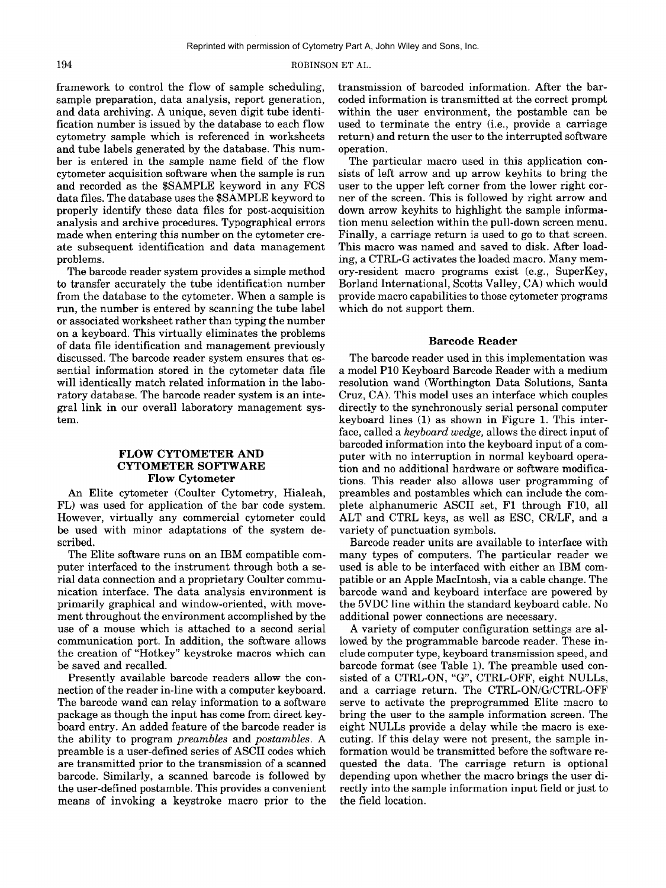framework to control the flow of sample scheduling, sample preparation, data analysis, report generation, and data archiving. A unique, seven digit tube identification number is issued by the database to each flow cytometry sample which is referenced in worksheets and tube labels generated by the database. This number is entered in the sample name field of the flow cytometer acquisition software when the sample is run and recorded as the $SAMPLE keyword in any FCS data files. The database uses the $SAMPLE keyword to properly identify these data files for post-acquisition analysis and archive procedures. Typographical errors made when entering this number on the cytometer create subsequent identification and data management problems.

The barcode reader system provides a simple method to transfer accurately the tube identification number from the database to the cytometer. When a sample is run, the number is entered by scanning the tube label or associated worksheet rather than typing the number on a keyboard. This virtually eliminates the problems of data file identification and management previously discussed. The barcode reader system ensures that essential information stored in the cytometer data file will identically match related information in the laboratory database. The barcode reader system is an integral link in our overall laboratory management system.

## FLOW CYTOMETER AND CYTOMETER SOFTWARE

### Flow Cytometer

An Elite cytometer (Coulter Cytometry, Hialeah, FL) was used for application of the bar code system. However, virtually any commercial cytometer could be used with minor adaptations of the system described.

The Elite software runs on an IBM compatible computer interfaced to the instrument through both a serial data connection and a proprietary Coulter communication interface. The data analysis environment is primarily graphical and window-oriented, with movement throughout the environment accomplished by the use of a mouse which is attached to a second serial communication port. In addition, the software allows the creation of "Hotkey" keystroke macros which can be saved and recalled.

Presently available barcode readers allow the connection of the reader in-line with a computer keyboard. The barcode wand can relay information to a software package as though the input has come from direct keyboard entry. An added feature of the barcode reader is the ability to program *preambles* and *postambles*. A preamble is a user-defined series of ASCII codes which are transmitted prior to the transmission of a scanned barcode. Similarly, a scanned barcode is followed by the user-defined postamble. This provides a convenient means of invoking a keystroke macro prior to the transmission of barcoded information. After the barcoded information is transmitted at the correct prompt within the user environment, the postamble can be used to terminate the entry (i.e., provide a carriage return) and return the user to the interrupted software operation.

The particular macro used in this application consists of left arrow and up arrow keyhits to bring the user to the upper left corner from the lower right corner of the screen. This is followed by right arrow and down arrow keyhits to highlight the sample information menu selection within the pull-down screen menu. Finally, a carriage return is used to go to that screen. This macro was named and saved to disk. After loading, a CTRL-G activates the loaded macro. Many memory-resident macro programs exist (e.g., SuperKey, Borland International, Scotts Valley, CA) which would provide macro capabilities to those cytometer programs which do not support them.

### Barcode Reader

The barcode reader used in this implementation was a model P10 Keyboard Barcode Reader with a medium resolution wand (Worthington Data Solutions, Santa Cruz, CA). This model uses an interface which couples directly to the synchronously serial personal computer keyboard lines (1) as shown in Figure 1. This interface, called a *keyboard wedge*, allows the direct input of barcoded information into the keyboard input of a computer with no interruption in normal keyboard operation and no additional hardware or software modifications. This reader also allows user programming of preambles and postambles which can include the complete alphanumeric ASCII set, F1 through F10, all ALT and CTRL keys, as well as ESC, CR/LF, and a variety of punctuation symbols.

Barcode reader units are available to interface with many types of computers. The particular reader we used is able to be interfaced with either an IBM compatible or an Apple MacIntosh, via a cable change. The barcode wand and keyboard interface are powered by the 5VDC line within the standard keyboard cable. No additional power connections are necessary.

A variety of computer configuration settings are allowed by the programmable barcode reader. These include computer type, keyboard transmission speed, and barcode format (see Table 1). The preamble used consisted of a CTRL-ON, "G", CTRL-OFF, eight NULLs, and a carriage return. The CTRL-ON/G/CTRL-OFF serve to activate the preprogrammed Elite macro to bring the user to the sample information screen. The eight NULLs provide a delay while the macro is executing. If this delay were not present, the sample information would be transmitted before the software requested the data. The carriage return is optional depending upon whether the macro brings the user directly into the sample information input field or just to the field location.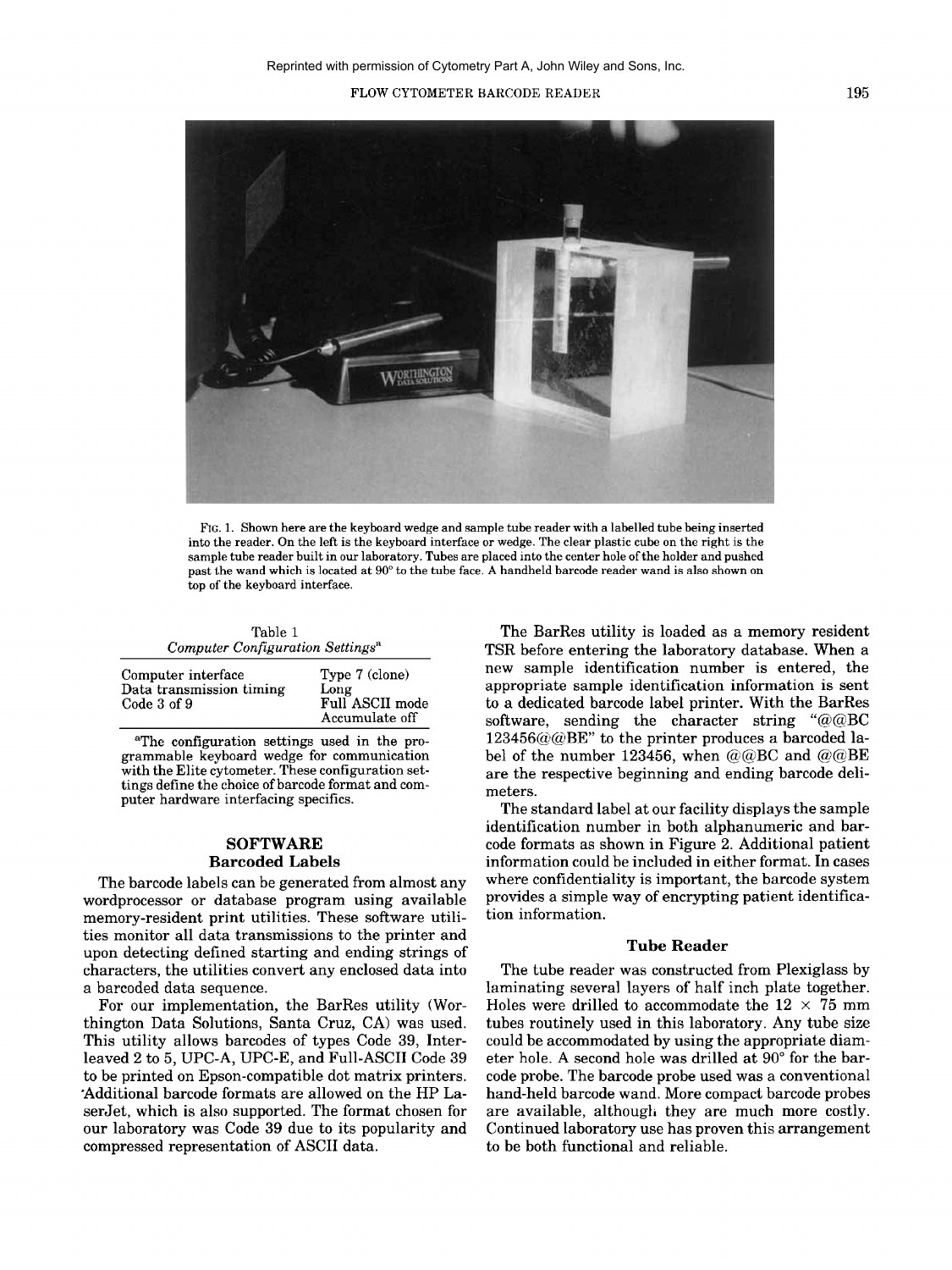Reprinted with permission of Cytometry Part A, John Wiley and Sons, Inc.

FIG. 1. Shown here are the keyboard wedge and sample tube reader with a labelled tube being inserted into the reader. On the left is the keyboard interface or wedge. The clear plastic cube on the right is the sample tube reader built in our laboratory. Tubes are placed into the center hole of the holder and pushed past the wand which is located at 90° to the tube face. A handheld barcode reader wand is also shown on top of the keyboard interface.

Table 1
*Computer Configuration Settings*[a]

| | |
|---|---|
| Computer interface | Type 7 (clone) |
| Data transmission timing | Long |
| Code 3 of 9 | Full ASCII mode |
| | Accumulate off |

[a]The configuration settings used in the programmable keyboard wedge for communication with the Elite cytometer. These configuration settings define the choice of barcode format and computer hardware interfacing specifics.

## SOFTWARE

### Barcoded Labels

The barcode labels can be generated from almost any wordprocessor or database program using available memory-resident print utilities. These software utilities monitor all data transmissions to the printer and upon detecting defined starting and ending strings of characters, the utilities convert any enclosed data into a barcoded data sequence.

For our implementation, the BarRes utility (Worthington Data Solutions, Santa Cruz, CA) was used. This utility allows barcodes of types Code 39, Interleaved 2 to 5, UPC-A, UPC-E, and Full-ASCII Code 39 to be printed on Epson-compatible dot matrix printers. Additional barcode formats are allowed on the HP LaserJet, which is also supported. The format chosen for our laboratory was Code 39 due to its popularity and compressed representation of ASCII data.

The BarRes utility is loaded as a memory resident TSR before entering the laboratory database. When a new sample identification number is entered, the appropriate sample identification information is sent to a dedicated barcode label printer. With the BarRes software, sending the character string "@@BC 123456@@BE" to the printer produces a barcoded label of the number 123456, when @@BC and @@BE are the respective beginning and ending barcode delimeters.

The standard label at our facility displays the sample identification number in both alphanumeric and barcode formats as shown in Figure 2. Additional patient information could be included in either format. In cases where confidentiality is important, the barcode system provides a simple way of encrypting patient identification information.

### Tube Reader

The tube reader was constructed from Plexiglass by laminating several layers of half inch plate together. Holes were drilled to accommodate the 12 × 75 mm tubes routinely used in this laboratory. Any tube size could be accommodated by using the appropriate diameter hole. A second hole was drilled at 90° for the barcode probe. The barcode probe used was a conventional hand-held barcode wand. More compact barcode probes are available, although they are much more costly. Continued laboratory use has proven this arrangement to be both functional and reliable.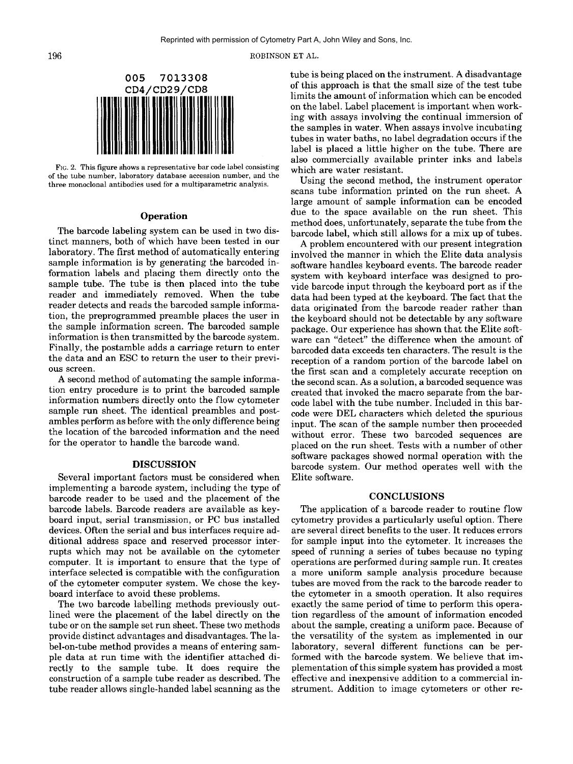Reprinted with permission of Cytometry Part A, John Wiley and Sons, Inc.

005 7013308
CD4/CD29/CD8

FIG. 2. This figure shows a representative bar code label consisting of the tube number, laboratory database accession number, and the three monoclonal antibodies used for a multiparametric analysis.

## Operation

The barcode labeling system can be used in two distinct manners, both of which have been tested in our laboratory. The first method of automatically entering sample information is by generating the barcoded information labels and placing them directly onto the sample tube. The tube is then placed into the tube reader and immediately removed. When the tube reader detects and reads the barcoded sample information, the preprogrammed preamble places the user in the sample information screen. The barcoded sample information is then transmitted by the barcode system. Finally, the postamble adds a carriage return to enter the data and an ESC to return the user to their previous screen.

A second method of automating the sample information entry procedure is to print the barcoded sample information numbers directly onto the flow cytometer sample run sheet. The identical preambles and postambles perform as before with the only difference being the location of the barcoded information and the need for the operator to handle the barcode wand.

## DISCUSSION

Several important factors must be considered when implementing a barcode system, including the type of barcode reader to be used and the placement of the barcode labels. Barcode readers are available as keyboard input, serial transmission, or PC bus installed devices. Often the serial and bus interfaces require additional address space and reserved processor interrupts which may not be available on the cytometer computer. It is important to ensure that the type of interface selected is compatible with the configuration of the cytometer computer system. We chose the keyboard interface to avoid these problems.

The two barcode labelling methods previously outlined were the placement of the label directly on the tube or on the sample set run sheet. These two methods provide distinct advantages and disadvantages. The label-on-tube method provides a means of entering sample data at run time with the identifier attached directly to the sample tube. It does require the construction of a sample tube reader as described. The tube reader allows single-handed label scanning as the tube is being placed on the instrument. A disadvantage of this approach is that the small size of the test tube limits the amount of information which can be encoded on the label. Label placement is important when working with assays involving the continual immersion of the samples in water. When assays involve incubating tubes in water baths, no label degradation occurs if the label is placed a little higher on the tube. There are also commercially available printer inks and labels which are water resistant.

Using the second method, the instrument operator scans tube information printed on the run sheet. A large amount of sample information can be encoded due to the space available on the run sheet. This method does, unfortunately, separate the tube from the barcode label, which still allows for a mix up of tubes.

A problem encountered with our present integration involved the manner in which the Elite data analysis software handles keyboard events. The barcode reader system with keyboard interface was designed to provide barcode input through the keyboard port as if the data had been typed at the keyboard. The fact that the data originated from the barcode reader rather than the keyboard should not be detectable by any software package. Our experience has shown that the Elite software can "detect" the difference when the amount of barcoded data exceeds ten characters. The result is the reception of a random portion of the barcode label on the first scan and a completely accurate reception on the second scan. As a solution, a barcoded sequence was created that invoked the macro separate from the barcode label with the tube number. Included in this barcode were DEL characters which deleted the spurious input. The scan of the sample number then proceeded without error. These two barcoded sequences are placed on the run sheet. Tests with a number of other software packages showed normal operation with the barcode system. Our method operates well with the Elite software.

## CONCLUSIONS

The application of a barcode reader to routine flow cytometry provides a particularly useful option. There are several direct benefits to the user. It reduces errors for sample input into the cytometer. It increases the speed of running a series of tubes because no typing operations are performed during sample run. It creates a more uniform sample analysis procedure because tubes are moved from the rack to the barcode reader to the cytometer in a smooth operation. It also requires exactly the same period of time to perform this operation regardless of the amount of information encoded about the sample, creating a uniform pace. Because of the versatility of the system as implemented in our laboratory, several different functions can be performed with the barcode system. We believe that implementation of this simple system has provided a most effective and inexpensive addition to a commercial instrument. Addition to image cytometers or other re-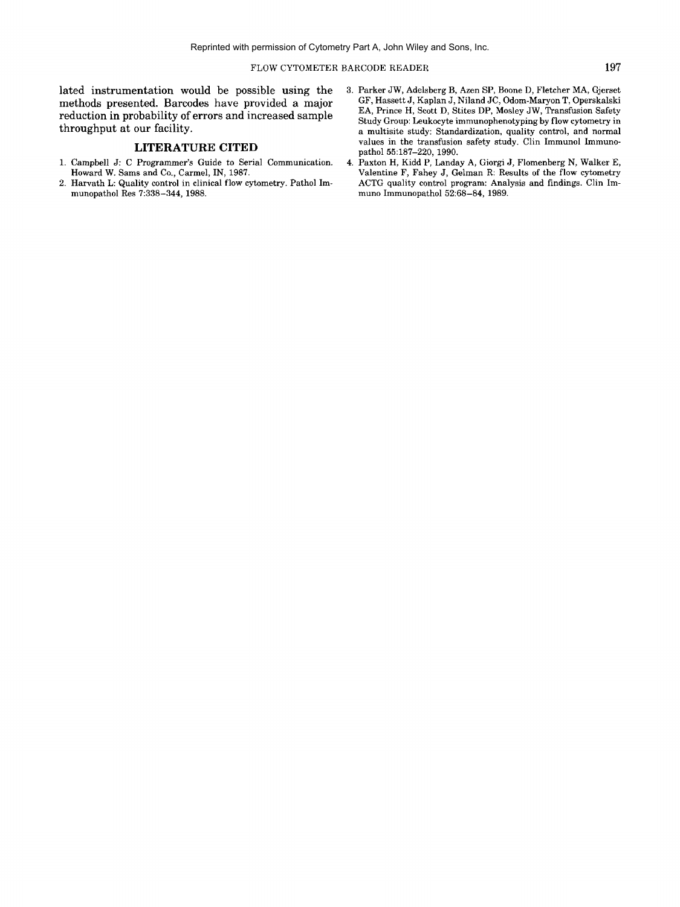lated instrumentation would be possible using the methods presented. Barcodes have provided a major reduction in probability of errors and increased sample throughput at our facility.

## LITERATURE CITED

1. Campbell J: C Programmer's Guide to Serial Communication. Howard W. Sams and Co., Carmel, IN, 1987.
2. Harvath L: Quality control in clinical flow cytometry. Pathol Immunopathol Res 7:338–344, 1988.
3. Parker JW, Adelsberg B, Azen SP, Boone D, Fletcher MA, Gjerset GF, Hassett J, Kaplan J, Niland JC, Odom-Maryon T, Operskalski EA, Prince H, Scott D, Stites DP, Mosley JW, Transfusion Safety Study Group: Leukocyte immunophenotyping by flow cytometry in a multisite study: Standardization, quality control, and normal values in the transfusion safety study. Clin Immunol Immunopathol 55:187–220, 1990.
4. Paxton H, Kidd P, Landay A, Giorgi J, Flomenberg N, Walker E, Valentine F, Fahey J, Gelman R: Results of the flow cytometry ACTG quality control program: Analysis and findings. Clin Immuno Immunopathol 52:68–84, 1989.